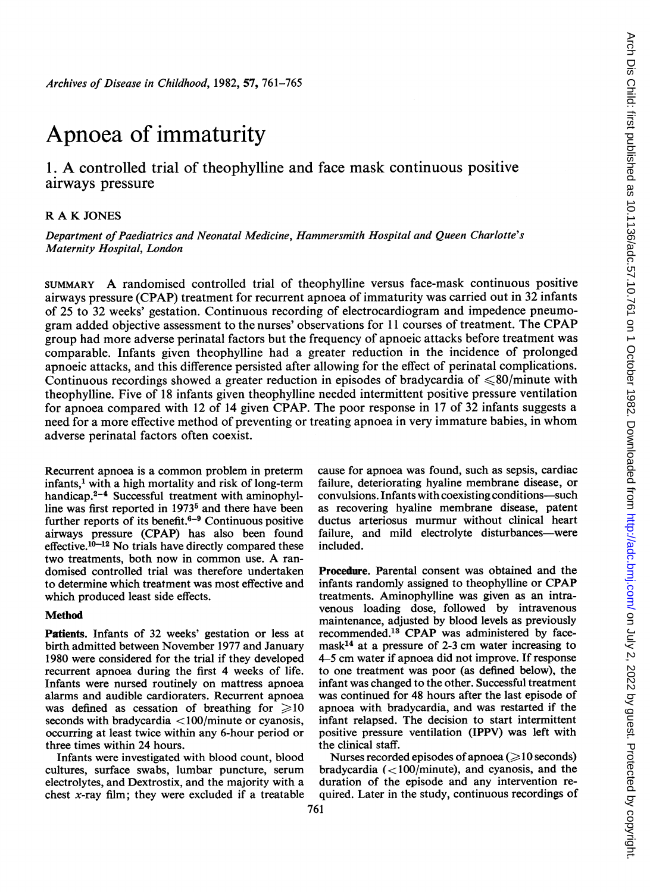# Apnoea of immaturity

## 1. A controlled trial of theophylline and face mask continuous positive airways pressure

R A K JONES

*Department of Paediatrics and Neonatal Medicine, Hammersmith Hospital and Queen Charlotte's Maternity Hospital, London*

SUMMARY A randomised controlled trial of theophylline versus face-mask continuous positive airways pressure (CPAP) treatment for recurrent apnoea of immaturity was carried out in 32 infants of 25 to 32 weeks' gestation. Continuous recording of electrocardiogram and impedence pneumogram added objective assessment to the nurses' observations for 11 courses of treatment. The CPAP group had more adverse perinatal factors but the frequency of apnoeic attacks before treatment was comparable. Infants given theophylline had a greater reduction in the incidence of prolonged apnoeic attacks, and this difference persisted after allowing for the effect of perinatal complications. Continuous recordings showed a greater reduction in episodes of bradycardia of ≤80/minute with theophylline. Five of 18 infants given theophylline needed intermittent positive pressure ventilation for apnoea compared with 12 of 14 given CPAP. The poor response in 17 of 32 infants suggests a need for a more effective method of preventing or treating apnoea in very immature babies, in whom adverse perinatal factors often coexist.

Recurrent apnoea is a common problem in preterm infants,[1] with a high mortality and risk of long-term handicap.[2–4] Successful treatment with aminophylline was first reported in 1973[5] and there have been further reports of its benefit.[6–9] Continuous positive airways pressure (CPAP) has also been found effective.[10–12] No trials have directly compared these two treatments, both now in common use. A randomised controlled trial was therefore undertaken to determine which treatment was most effective and which produced least side effects.

### Method

**Patients.** Infants of 32 weeks' gestation or less at birth admitted between November 1977 and January 1980 were considered for the trial if they developed recurrent apnoea during the first 4 weeks of life. Infants were nursed routinely on mattress apnoea alarms and audible cardioraters. Recurrent apnoea was defined as cessation of breathing for ≥10 seconds with bradycardia <100/minute or cyanosis, occurring at least twice within any 6-hour period or three times within 24 hours.

Infants were investigated with blood count, blood cultures, surface swabs, lumbar puncture, serum electrolytes, and Dextrostix, and the majority with a chest *x*-ray film; they were excluded if a treatable cause for apnoea was found, such as sepsis, cardiac failure, deteriorating hyaline membrane disease, or convulsions. Infants with coexisting conditions—such as recovering hyaline membrane disease, patent ductus arteriosus murmur without clinical heart failure, and mild electrolyte disturbances—were included.

**Procedure.** Parental consent was obtained and the infants randomly assigned to theophylline or CPAP treatments. Aminophylline was given as an intravenous loading dose, followed by intravenous maintenance, adjusted by blood levels as previously recommended.[13] CPAP was administered by face-mask[14] at a pressure of 2-3 cm water increasing to 4–5 cm water if apnoea did not improve. If response to one treatment was poor (as defined below), the infant was changed to the other. Successful treatment was continued for 48 hours after the last episode of apnoea with bradycardia, and was restarted if the infant relapsed. The decision to start intermittent positive pressure ventilation (IPPV) was left with the clinical staff.

Nurses recorded episodes of apnoea (≥10 seconds) bradycardia (<100/minute), and cyanosis, and the duration of the episode and any intervention required. Later in the study, continuous recordings of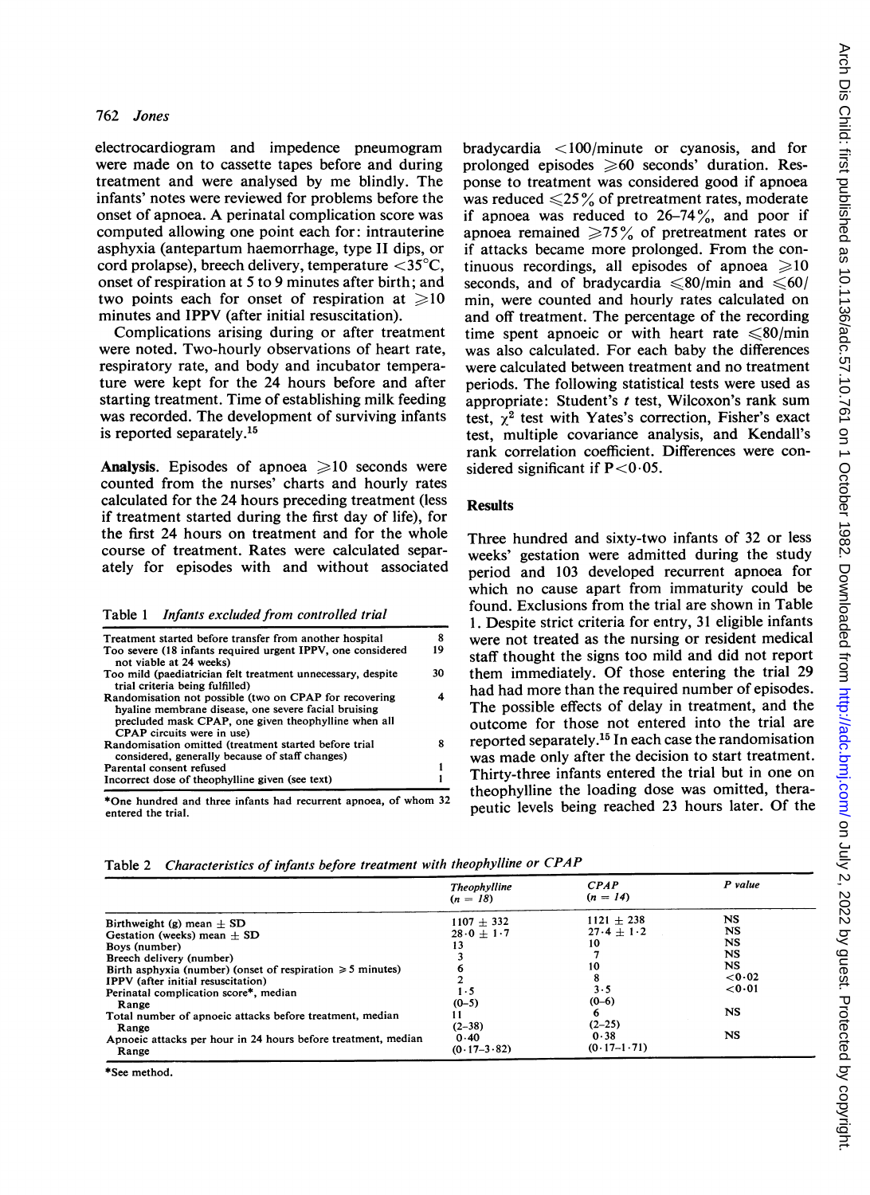electrocardiogram and impedence pneumogram were made on to cassette tapes before and during treatment and were analysed by me blindly. The infants' notes were reviewed for problems before the onset of apnoea. A perinatal complication score was computed allowing one point each for: intrauterine asphyxia (antepartum haemorrhage, type II dips, or cord prolapse), breech delivery, temperature <35°C, onset of respiration at 5 to 9 minutes after birth; and two points each for onset of respiration at ≥10 minutes and IPPV (after initial resuscitation).

Complications arising during or after treatment were noted. Two-hourly observations of heart rate, respiratory rate, and body and incubator temperature were kept for the 24 hours before and after starting treatment. Time of establishing milk feeding was recorded. The development of surviving infants is reported separately.[15]

**Analysis.** Episodes of apnoea ≥10 seconds were counted from the nurses' charts and hourly rates calculated for the 24 hours preceding treatment (less if treatment started during the first day of life), for the first 24 hours on treatment and for the whole course of treatment. Rates were calculated separately for episodes with and without associated bradycardia <100/minute or cyanosis, and for prolonged episodes ≥60 seconds' duration. Response to treatment was considered good if apnoea was reduced ≤25% of pretreatment rates, moderate if apnoea was reduced to 26–74%, and poor if apnoea remained ≥75% of pretreatment rates or if attacks became more prolonged. From the continuous recordings, all episodes of apnoea ≥10 seconds, and of bradycardia ≤80/min and ≤60/min, were counted and hourly rates calculated on and off treatment. The percentage of the recording time spent apnoeic or with heart rate ≤80/min was also calculated. For each baby the differences were calculated between treatment and no treatment periods. The following statistical tests were used as appropriate: Student's *t* test, Wilcoxon's rank sum test, $\chi^2$ test with Yates's correction, Fisher's exact test, multiple covariance analysis, and Kendall's rank correlation coefficient. Differences were considered significant if $P<0.05$.

## Results

Three hundred and sixty-two infants of 32 or less weeks' gestation were admitted during the study period and 103 developed recurrent apnoea for which no cause apart from immaturity could be found. Exclusions from the trial are shown in Table 1. Despite strict criteria for entry, 31 eligible infants were not treated as the nursing or resident medical staff thought the signs too mild and did not report them immediately. Of those entering the trial 29 had had more than the required number of episodes. The possible effects of delay in treatment, and the outcome for those not entered into the trial are reported separately.[15] In each case the randomisation was made only after the decision to start treatment. Thirty-three infants entered the trial but in one on theophylline the loading dose was omitted, therapeutic levels being reached 23 hours later. Of the

Table 1 *Infants excluded from controlled trial*

| | |
|---|---|
| Treatment started before transfer from another hospital | 8 |
| Too severe (18 infants required urgent IPPV, one considered not viable at 24 weeks) | 19 |
| Too mild (paediatrician felt treatment unnecessary, despite trial criteria being fulfilled) | 30 |
| Randomisation not possible (two on CPAP for recovering hyaline membrane disease, one severe facial bruising precluded mask CPAP, one given theophylline when all CPAP circuits were in use) | 4 |
| Randomisation omitted (treatment started before trial considered, generally because of staff changes) | 8 |
| Parental consent refused | 1 |
| Incorrect dose of theophylline given (see text) | 1 |

*One hundred and three infants had recurrent apnoea, of whom 32 entered the trial.

Table 2 *Characteristics of infants before treatment with theophylline or CPAP*

| | Theophylline (n = 18) | CPAP (n = 14) | P value |
|---|---|---|---|
| Birthweight (g) mean ± SD | 1107 ± 332 | 1121 ± 238 | NS |
| Gestation (weeks) mean ± SD | 28·0 ± 1·7 | 27·4 ± 1·2 | NS |
| Boys (number) | 13 | 10 | NS |
| Breech delivery (number) | 3 | 7 | NS |
| Birth asphyxia (number) (onset of respiration ≥5 minutes) | 6 | 10 | NS |
| IPPV (after initial resuscitation) | 2 | 8 | <0·02 |
| Perinatal complication score*, median | 1·5 | 3·5 | <0·01 |
| Range | (0–5) | (0–6) | |
| Total number of apnoeic attacks before treatment, median | 11 | 6 | NS |
| Range | (2–38) | (2–25) | |
| Apnoeic attacks per hour in 24 hours before treatment, median | 0·40 | 0·38 | NS |
| Range | (0·17–3·82) | (0·17–1·71) | |

*See method.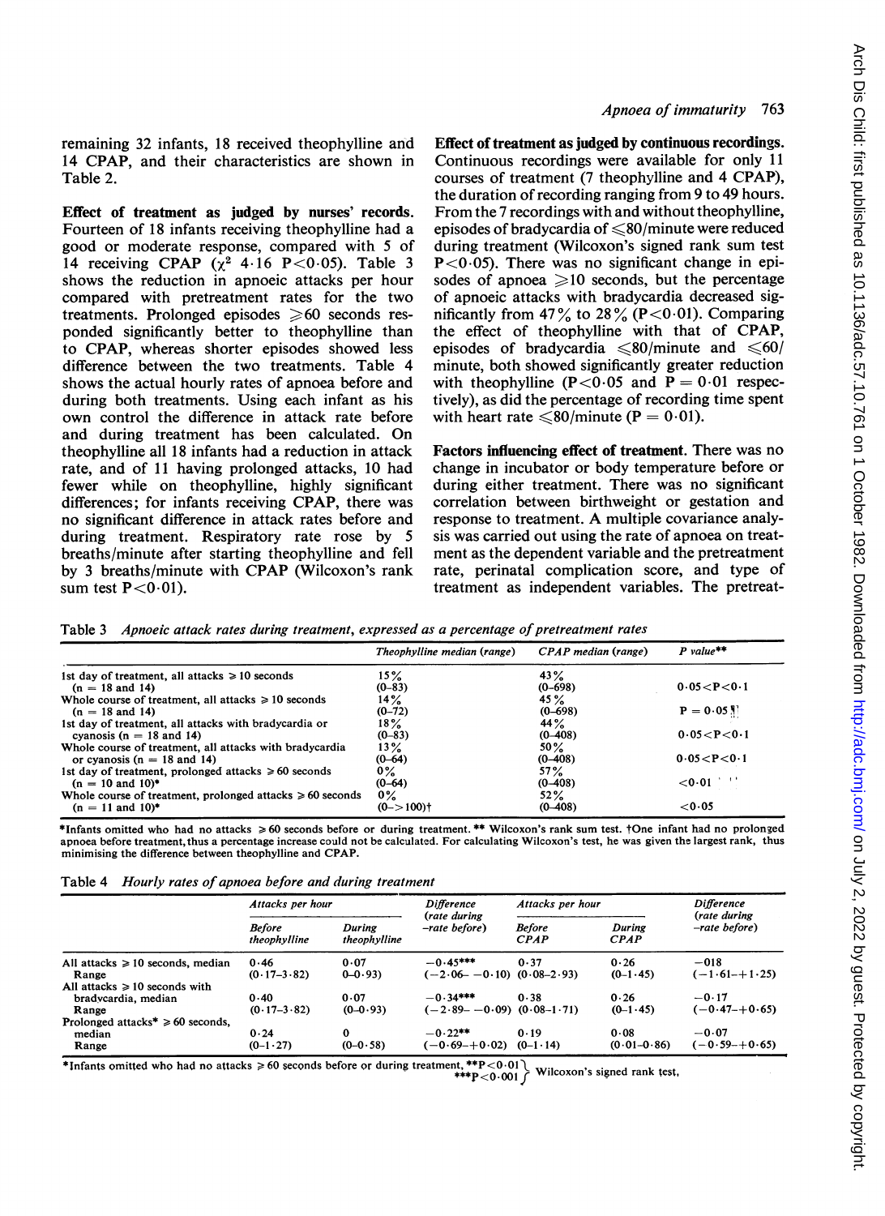remaining 32 infants, 18 received theophylline and 14 CPAP, and their characteristics are shown in Table 2.

**Effect of treatment as judged by nurses' records.** Fourteen of 18 infants receiving theophylline had a good or moderate response, compared with 5 of 14 receiving CPAP ($\chi^2$ 4·16 $P<0·05$). Table 3 shows the reduction in apnoeic attacks per hour compared with pretreatment rates for the two treatments. Prolonged episodes ≥60 seconds responded significantly better to theophylline than to CPAP, whereas shorter episodes showed less difference between the two treatments. Table 4 shows the actual hourly rates of apnoea before and during both treatments. Using each infant as his own control the difference in attack rate before and during treatment has been calculated. On theophylline all 18 infants had a reduction in attack rate, and of 11 having prolonged attacks, 10 had fewer while on theophylline, highly significant differences; for infants receiving CPAP, there was no significant difference in attack rates before and during treatment. Respiratory rate rose by 5 breaths/minute after starting theophylline and fell by 3 breaths/minute with CPAP (Wilcoxon's rank sum test $P<0·01$).

**Effect of treatment as judged by continuous recordings.** Continuous recordings were available for only 11 courses of treatment (7 theophylline and 4 CPAP), the duration of recording ranging from 9 to 49 hours. From the 7 recordings with and without theophylline, episodes of bradycardia of ≤80/minute were reduced during treatment (Wilcoxon's signed rank sum test $P<0·05$). There was no significant change in episodes of apnoea ≥10 seconds, but the percentage of apnoeic attacks with bradycardia decreased significantly from 47% to 28% ($P<0·01$). Comparing the effect of theophylline with that of CPAP, episodes of bradycardia ≤80/minute and ≤60/minute, both showed significantly greater reduction with theophylline ($P<0·05$ and $P = 0·01$ respectively), as did the percentage of recording time spent with heart rate ≤80/minute ($P = 0·01$).

**Factors influencing effect of treatment.** There was no change in incubator or body temperature before or during either treatment. There was no significant correlation between birthweight or gestation and response to treatment. A multiple covariance analysis was carried out using the rate of apnoea on treatment as the dependent variable and the pretreatment rate, perinatal complication score, and type of treatment as independent variables. The pretreat-

Table 3 *Apnoeic attack rates during treatment, expressed as a percentage of pretreatment rates*

| | *Theophylline median (range)* | *CPAP median (range)* | *P value*** |
|---|---|---|---|
| 1st day of treatment, all attacks ≥ 10 seconds (n = 18 and 14) | 15% (0–83) | 43% (0–698) | 0·05<P<0·1 |
| Whole course of treatment, all attacks ≥ 10 seconds (n = 18 and 14) | 14% (0–72) | 45% (0–698) | P = 0·05 |
| 1st day of treatment, all attacks with bradycardia or cyanosis (n = 18 and 14) | 18% (0–83) | 44% (0–408) | 0·05<P<0·1 |
| Whole course of treatment, all attacks with bradycardia or cyanosis (n = 18 and 14) | 13% (0–64) | 50% (0–408) | 0·05<P<0·1 |
| 1st day of treatment, prolonged attacks ≥ 60 seconds (n = 10 and 10)* | 0% (0–64) | 57% (0–408) | <0·01 |
| Whole course of treatment, prolonged attacks ≥ 60 seconds (n = 11 and 10)* | 0% (0–>100)† | 52% (0–408) | <0·05 |

*Infants omitted who had no attacks ≥ 60 seconds before or during treatment. ** Wilcoxon's rank sum test. †One infant had no prolonged apnoea before treatment, thus a percentage increase could not be calculated. For calculating Wilcoxon's test, he was given the largest rank, thus minimising the difference between theophylline and CPAP.

Table 4 *Hourly rates of apnoea before and during treatment*

| | Attacks per hour | | Difference (rate during –rate before) | Attacks per hour | | Difference (rate during –rate before) |
|---|---|---|---|---|---|---|
| | *Before theophylline* | *During theophylline* | | *Before CPAP* | *During CPAP* | |
| All attacks ≥ 10 seconds, median | 0·46 | 0·07 | −0·45*** | 0·37 | 0·26 | −018 |
| Range | (0·17–3·82) | (0–0·93) | (−2·06– −0·10) | (0·08–2·93) | (0–1·45) | (−1·61–+1·25) |
| All attacks ≥ 10 seconds with bradycardia, median | 0·40 | 0·07 | −0·34*** | 0·38 | 0·26 | −0·17 |
| Range | (0·17–3·82) | (0–0·93) | (−2·89– −0·09) | (0·08–1·71) | (0–1·45) | (−0·47–+0·65) |
| Prolonged attacks* ≥ 60 seconds, median | 0·24 | 0 | −0·22** | 0·19 | 0·08 | −0·07 |
| Range | (0–1·27) | (0–0·58) | (−0·69–+0·02) | (0–1·14) | (0·01–0·86) | (−0·59–+0·65) |

*Infants omitted who had no attacks ≥ 60 seconds before or during treatment. **P<0·01, ***P<0·001 Wilcoxon's signed rank test.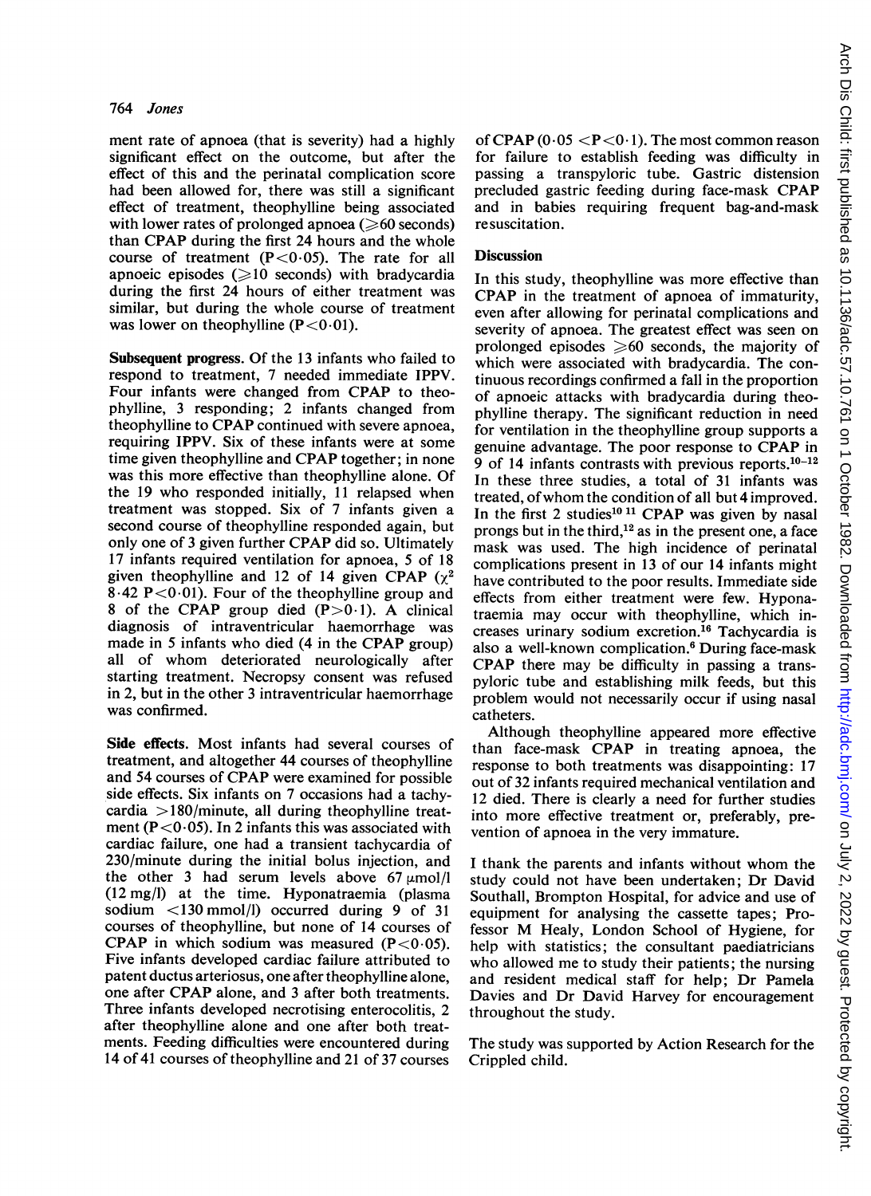ment rate of apnoea (that is severity) had a highly significant effect on the outcome, but after the effect of this and the perinatal complication score had been allowed for, there was still a significant effect of treatment, theophylline being associated with lower rates of prolonged apnoea (≥60 seconds) than CPAP during the first 24 hours and the whole course of treatment ($P<0·05$). The rate for all apnoeic episodes (≥10 seconds) with bradycardia during the first 24 hours of either treatment was similar, but during the whole course of treatment was lower on theophylline ($P<0·01$).

**Subsequent progress.** Of the 13 infants who failed to respond to treatment, 7 needed immediate IPPV. Four infants were changed from CPAP to theophylline, 3 responding; 2 infants changed from theophylline to CPAP continued with severe apnoea, requiring IPPV. Six of these infants were at some time given theophylline and CPAP together; in none was this more effective than theophylline alone. Of the 19 who responded initially, 11 relapsed when treatment was stopped. Six of 7 infants given a second course of theophylline responded again, but only one of 3 given further CPAP did so. Ultimately 17 infants required ventilation for apnoea, 5 of 18 given theophylline and 12 of 14 given CPAP ($\chi^2$ 8·42 $P<0·01$). Four of the theophylline group and 8 of the CPAP group died ($P>0·1$). A clinical diagnosis of intraventricular haemorrhage was made in 5 infants who died (4 in the CPAP group) all of whom deteriorated neurologically after starting treatment. Necropsy consent was refused in 2, but in the other 3 intraventricular haemorrhage was confirmed.

**Side effects.** Most infants had several courses of treatment, and altogether 44 courses of theophylline and 54 courses of CPAP were examined for possible side effects. Six infants on 7 occasions had a tachycardia >180/minute, all during theophylline treatment ($P<0·05$). In 2 infants this was associated with cardiac failure, one had a transient tachycardia of 230/minute during the initial bolus injection, and the other 3 had serum levels above 67 μmol/l (12 mg/l) at the time. Hyponatraemia (plasma sodium <130 mmol/l) occurred during 9 of 31 courses of theophylline, but none of 14 courses of CPAP in which sodium was measured ($P<0·05$). Five infants developed cardiac failure attributed to patent ductus arteriosus, one after theophylline alone, one after CPAP alone, and 3 after both treatments. Three infants developed necrotising enterocolitis, 2 after theophylline alone and one after both treatments. Feeding difficulties were encountered during 14 of 41 courses of theophylline and 21 of 37 courses of CPAP ($0·05<P<0·1$). The most common reason for failure to establish feeding was difficulty in passing a transpyloric tube. Gastric distension precluded gastric feeding during face-mask CPAP and in babies requiring frequent bag-and-mask resuscitation.

## Discussion

In this study, theophylline was more effective than CPAP in the treatment of apnoea of immaturity, even after allowing for perinatal complications and severity of apnoea. The greatest effect was seen on prolonged episodes ≥60 seconds, the majority of which were associated with bradycardia. The continuous recordings confirmed a fall in the proportion of apnoeic attacks with bradycardia during theophylline therapy. The significant reduction in need for ventilation in the theophylline group supports a genuine advantage. The poor response to CPAP in 9 of 14 infants contrasts with previous reports.[10-12] In these three studies, a total of 31 infants was treated, of whom the condition of all but 4 improved. In the first 2 studies[10 11] CPAP was given by nasal prongs but in the third,[12] as in the present one, a face mask was used. The high incidence of perinatal complications present in 13 of our 14 infants might have contributed to the poor results. Immediate side effects from either treatment were few. Hyponatraemia may occur with theophylline, which increases urinary sodium excretion.[16] Tachycardia is also a well-known complication.[6] During face-mask CPAP there may be difficulty in passing a transpyloric tube and establishing milk feeds, but this problem would not necessarily occur if using nasal catheters.

Although theophylline appeared more effective than face-mask CPAP in treating apnoea, the response to both treatments was disappointing: 17 out of 32 infants required mechanical ventilation and 12 died. There is clearly a need for further studies into more effective treatment or, preferably, prevention of apnoea in the very immature.

I thank the parents and infants without whom the study could not have been undertaken; Dr David Southall, Brompton Hospital, for advice and use of equipment for analysing the cassette tapes; Professor M Healy, London School of Hygiene, for help with statistics; the consultant paediatricians who allowed me to study their patients; the nursing and resident medical staff for help; Dr Pamela Davies and Dr David Harvey for encouragement throughout the study.

The study was supported by Action Research for the Crippled child.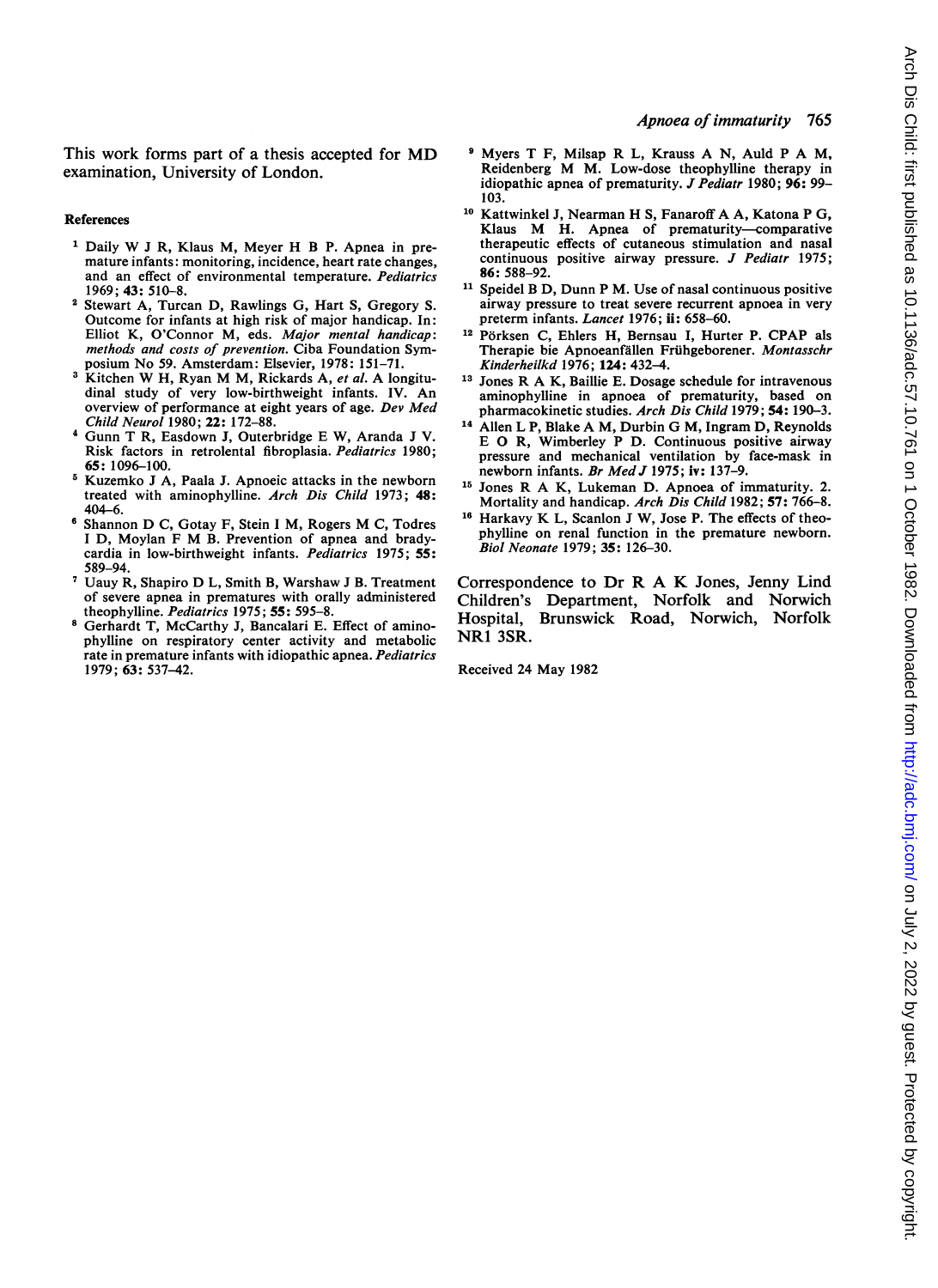This work forms part of a thesis accepted for MD examination, University of London.

### References

1. Daily W J R, Klaus M, Meyer H B P. Apnea in premature infants: monitoring, incidence, heart rate changes, and an effect of environmental temperature. *Pediatrics* 1969; **43:** 510–8.
2. Stewart A, Turcan D, Rawlings G, Hart S, Gregory S. Outcome for infants at high risk of major handicap. In: Elliot K, O'Connor M, eds. *Major mental handicap: methods and costs of prevention.* Ciba Foundation Symposium No 59. Amsterdam: Elsevier, 1978: 151–71.
3. Kitchen W H, Ryan M M, Rickards A, *et al.* A longitudinal study of very low-birthweight infants. IV. An overview of performance at eight years of age. *Dev Med Child Neurol* 1980; **22:** 172–88.
4. Gunn T R, Easdown J, Outerbridge E W, Aranda J V. Risk factors in retrolental fibroplasia. *Pediatrics* 1980; **65:** 1096–100.
5. Kuzemko J A, Paala J. Apnoeic attacks in the newborn treated with aminophylline. *Arch Dis Child* 1973; **48:** 404–6.
6. Shannon D C, Gotay F, Stein I M, Rogers M C, Todres I D, Moylan F M B. Prevention of apnea and bradycardia in low-birthweight infants. *Pediatrics* 1975; **55:** 589–94.
7. Uauy R, Shapiro D L, Smith B, Warshaw J B. Treatment of severe apnea in prematures with orally administered theophylline. *Pediatrics* 1975; **55:** 595–8.
8. Gerhardt T, McCarthy J, Bancalari E. Effect of aminophylline on respiratory center activity and metabolic rate in premature infants with idiopathic apnea. *Pediatrics* 1979; **63:** 537–42.
9. Myers T F, Milsap R L, Krauss A N, Auld P A M, Reidenberg M M. Low-dose theophylline therapy in idiopathic apnea of prematurity. *J Pediatr* 1980; **96:** 99–103.
10. Kattwinkel J, Nearman H S, Fanaroff A A, Katona P G, Klaus M H. Apnea of prematurity—comparative therapeutic effects of cutaneous stimulation and nasal continuous positive airway pressure. *J Pediatr* 1975; **86:** 588–92.
11. Speidel B D, Dunn P M. Use of nasal continuous positive airway pressure to treat severe recurrent apnoea in very preterm infants. *Lancet* 1976; **ii:** 658–60.
12. Pörksen C, Ehlers H, Bernsau I, Hurter P. CPAP als Therapie bie Apnoeanfällen Frühgeborener. *Montasschr Kinderheilkd* 1976; **124:** 432–4.
13. Jones R A K, Baillie E. Dosage schedule for intravenous aminophylline in apnoea of prematurity, based on pharmacokinetic studies. *Arch Dis Child* 1979; **54:** 190–3.
14. Allen L P, Blake A M, Durbin G M, Ingram D, Reynolds E O R, Wimberley P D. Continuous positive airway pressure and mechanical ventilation by face-mask in newborn infants. *Br Med J* 1975; **iv:** 137–9.
15. Jones R A K, Lukeman D. Apnoea of immaturity. 2. Mortality and handicap. *Arch Dis Child* 1982; **57:** 766–8.
16. Harkavy K L, Scanlon J W, Jose P. The effects of theophylline on renal function in the premature newborn. *Biol Neonate* 1979; **35:** 126–30.

Correspondence to Dr R A K Jones, Jenny Lind Children's Department, Norfolk and Norwich Hospital, Brunswick Road, Norwich, Norfolk NR1 3SR.

Received 24 May 1982